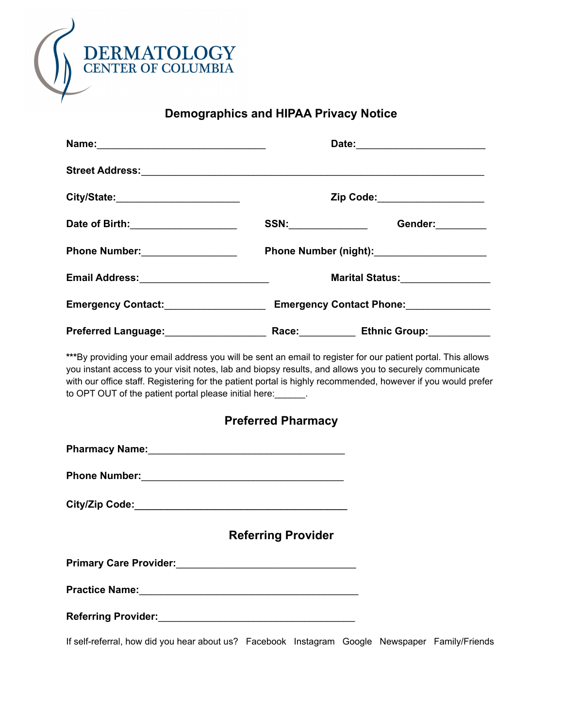DERMATOLOGY
CENTER OF COLUMBIA

## Demographics and HIPAA Privacy Notice

**Name:**______________________________ **Date:**_______________________

**Street Address:**_____________________________________________________________

**City/State:**______________________ **Zip Code:**___________________

**Date of Birth:**___________________ **SSN:**______________ **Gender:**_________

**Phone Number:**_________________ **Phone Number (night):**____________________

**Email Address:**_______________________ **Marital Status:**________________

**Emergency Contact:**_________________ **Emergency Contact Phone:**_______________

**Preferred Language:**_________________ **Race:**__________ **Ethnic Group:**___________

***By providing your email address you will be sent an email to register for our patient portal. This allows you instant access to your visit notes, lab and biopsy results, and allows you to securely communicate with our office staff. Registering for the patient portal is highly recommended, however if you would prefer to OPT OUT of the patient portal please initial here:______.

## Preferred Pharmacy

**Pharmacy Name:**___________________________________

**Phone Number:**____________________________________

**City/Zip Code:**______________________________________

## Referring Provider

**Primary Care Provider:**________________________________

**Practice Name:**_______________________________________

**Referring Provider:**___________________________________

If self-referral, how did you hear about us? Facebook Instagram Google Newspaper Family/Friends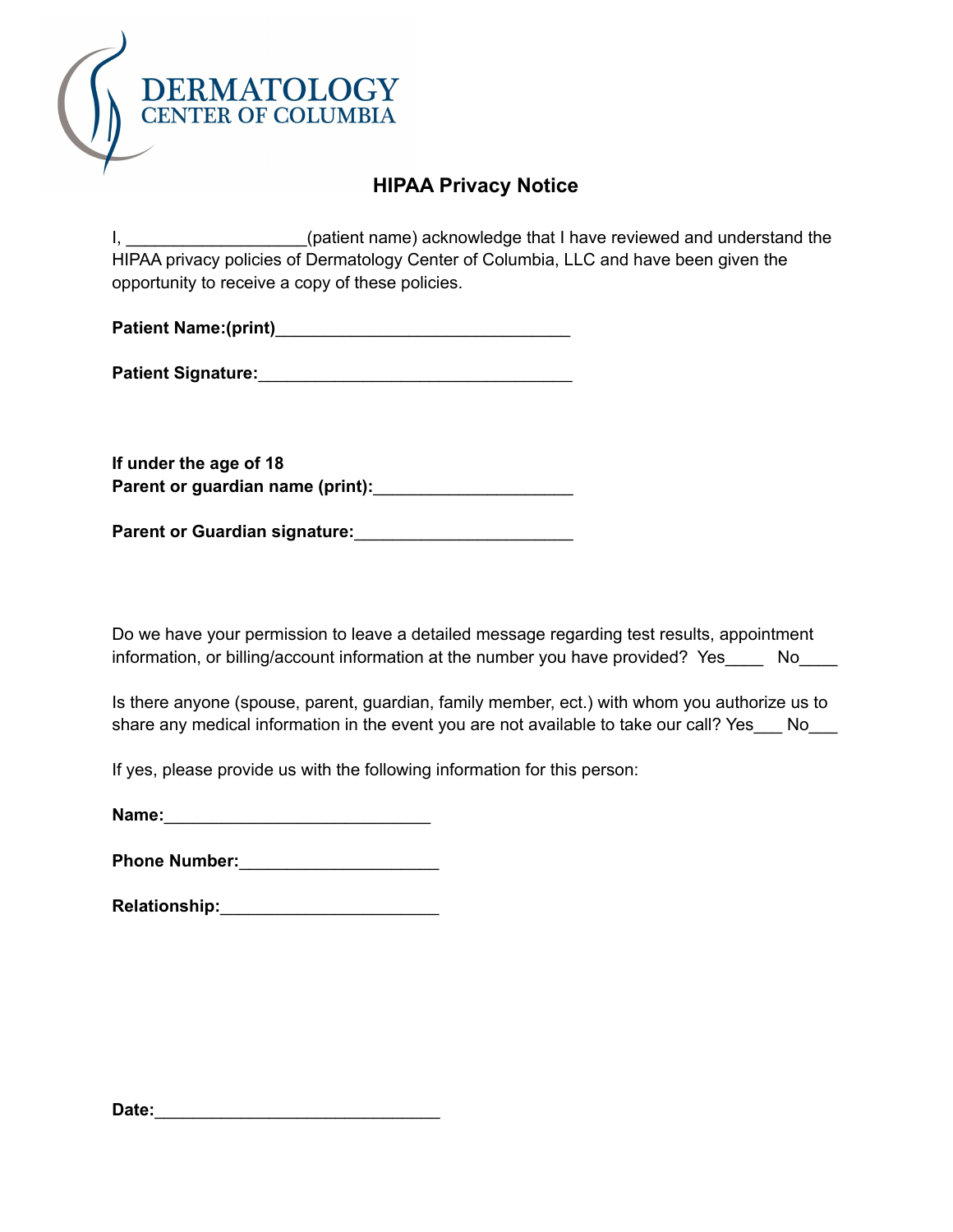DERMATOLOGY
CENTER OF COLUMBIA

## HIPAA Privacy Notice

I, ___________________(patient name) acknowledge that I have reviewed and understand the HIPAA privacy policies of Dermatology Center of Columbia, LLC and have been given the opportunity to receive a copy of these policies.

**Patient Name:(print)**_______________________________

**Patient Signature:**_________________________________

**If under the age of 18**
**Parent or guardian name (print):**_____________________

**Parent or Guardian signature:**_______________________

Do we have your permission to leave a detailed message regarding test results, appointment information, or billing/account information at the number you have provided? Yes____ No____

Is there anyone (spouse, parent, guardian, family member, ect.) with whom you authorize us to share any medical information in the event you are not available to take our call? Yes___ No___

If yes, please provide us with the following information for this person:

**Name:**____________________________

**Phone Number:**_____________________

**Relationship:**_______________________

**Date:**______________________________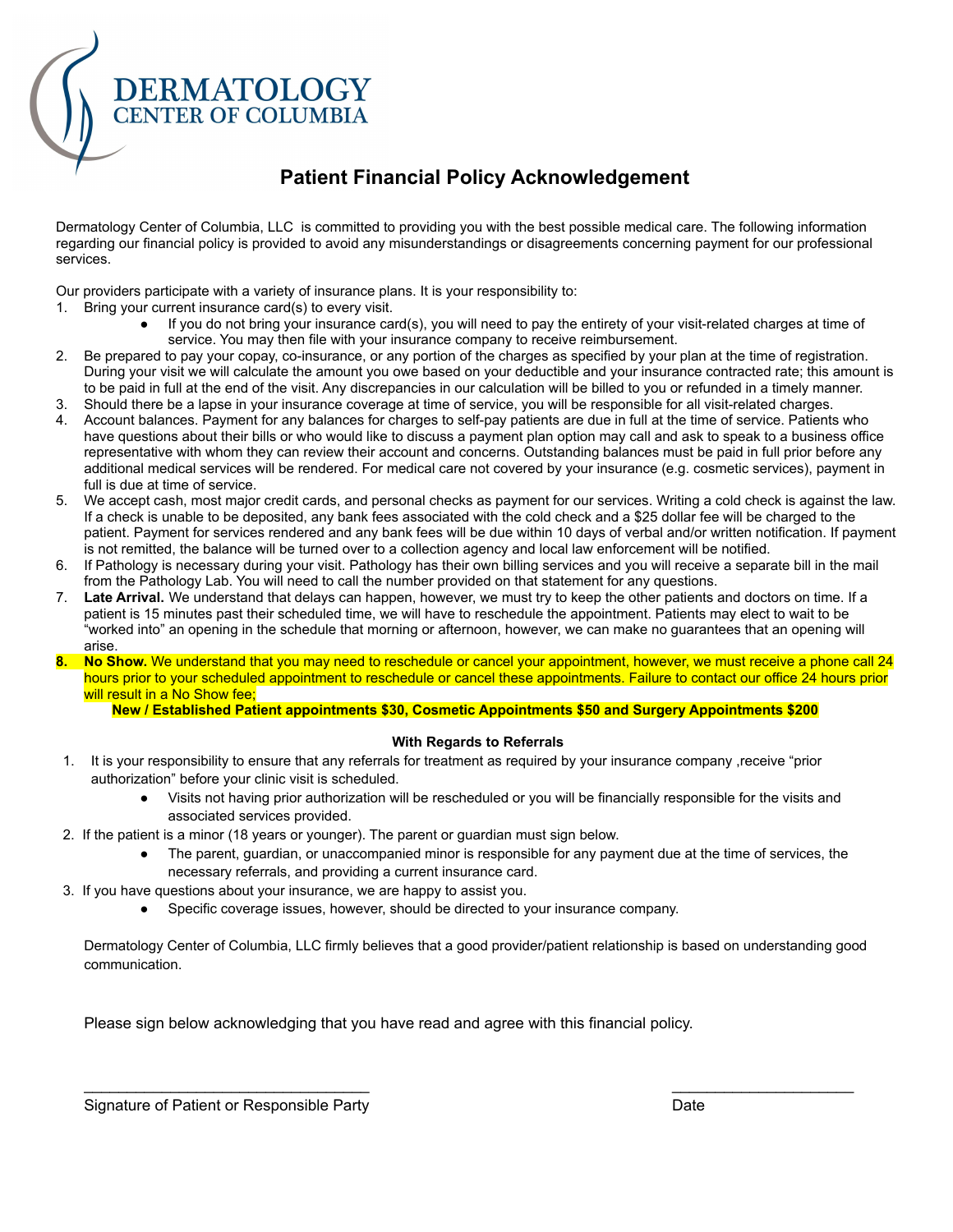DERMATOLOGY
CENTER OF COLUMBIA

# Patient Financial Policy Acknowledgement

Dermatology Center of Columbia, LLC is committed to providing you with the best possible medical care. The following information regarding our financial policy is provided to avoid any misunderstandings or disagreements concerning payment for our professional services.

Our providers participate with a variety of insurance plans. It is your responsibility to:

1. Bring your current insurance card(s) to every visit.
   - If you do not bring your insurance card(s), you will need to pay the entirety of your visit-related charges at time of service. You may then file with your insurance company to receive reimbursement.
2. Be prepared to pay your copay, co-insurance, or any portion of the charges as specified by your plan at the time of registration. During your visit we will calculate the amount you owe based on your deductible and your insurance contracted rate; this amount is to be paid in full at the end of the visit. Any discrepancies in our calculation will be billed to you or refunded in a timely manner.
3. Should there be a lapse in your insurance coverage at time of service, you will be responsible for all visit-related charges.
4. Account balances. Payment for any balances for charges to self-pay patients are due in full at the time of service. Patients who have questions about their bills or who would like to discuss a payment plan option may call and ask to speak to a business office representative with whom they can review their account and concerns. Outstanding balances must be paid in full prior before any additional medical services will be rendered. For medical care not covered by your insurance (e.g. cosmetic services), payment in full is due at time of service.
5. We accept cash, most major credit cards, and personal checks as payment for our services. Writing a cold check is against the law. If a check is unable to be deposited, any bank fees associated with the cold check and a $25 dollar fee will be charged to the patient. Payment for services rendered and any bank fees will be due within 10 days of verbal and/or written notification. If payment is not remitted, the balance will be turned over to a collection agency and local law enforcement will be notified.
6. If Pathology is necessary during your visit. Pathology has their own billing services and you will receive a separate bill in the mail from the Pathology Lab. You will need to call the number provided on that statement for any questions.
7. **Late Arrival.** We understand that delays can happen, however, we must try to keep the other patients and doctors on time. If a patient is 15 minutes past their scheduled time, we will have to reschedule the appointment. Patients may elect to wait to be "worked into" an opening in the schedule that morning or afternoon, however, we can make no guarantees that an opening will arise.
8. **No Show.** We understand that you may need to reschedule or cancel your appointment, however, we must receive a phone call 24 hours prior to your scheduled appointment to reschedule or cancel these appointments. Failure to contact our office 24 hours prior will result in a No Show fee;

   **New / Established Patient appointments $30, Cosmetic Appointments $50 and Surgery Appointments $200**

**With Regards to Referrals**

1. It is your responsibility to ensure that any referrals for treatment as required by your insurance company ,receive "prior authorization" before your clinic visit is scheduled.
   - Visits not having prior authorization will be rescheduled or you will be financially responsible for the visits and associated services provided.
2. If the patient is a minor (18 years or younger). The parent or guardian must sign below.
   - The parent, guardian, or unaccompanied minor is responsible for any payment due at the time of services, the necessary referrals, and providing a current insurance card.
3. If you have questions about your insurance, we are happy to assist you.
   - Specific coverage issues, however, should be directed to your insurance company.

Dermatology Center of Columbia, LLC firmly believes that a good provider/patient relationship is based on understanding good communication.

Please sign below acknowledging that you have read and agree with this financial policy.

_________________________________ _____________________

Signature of Patient or Responsible Party Date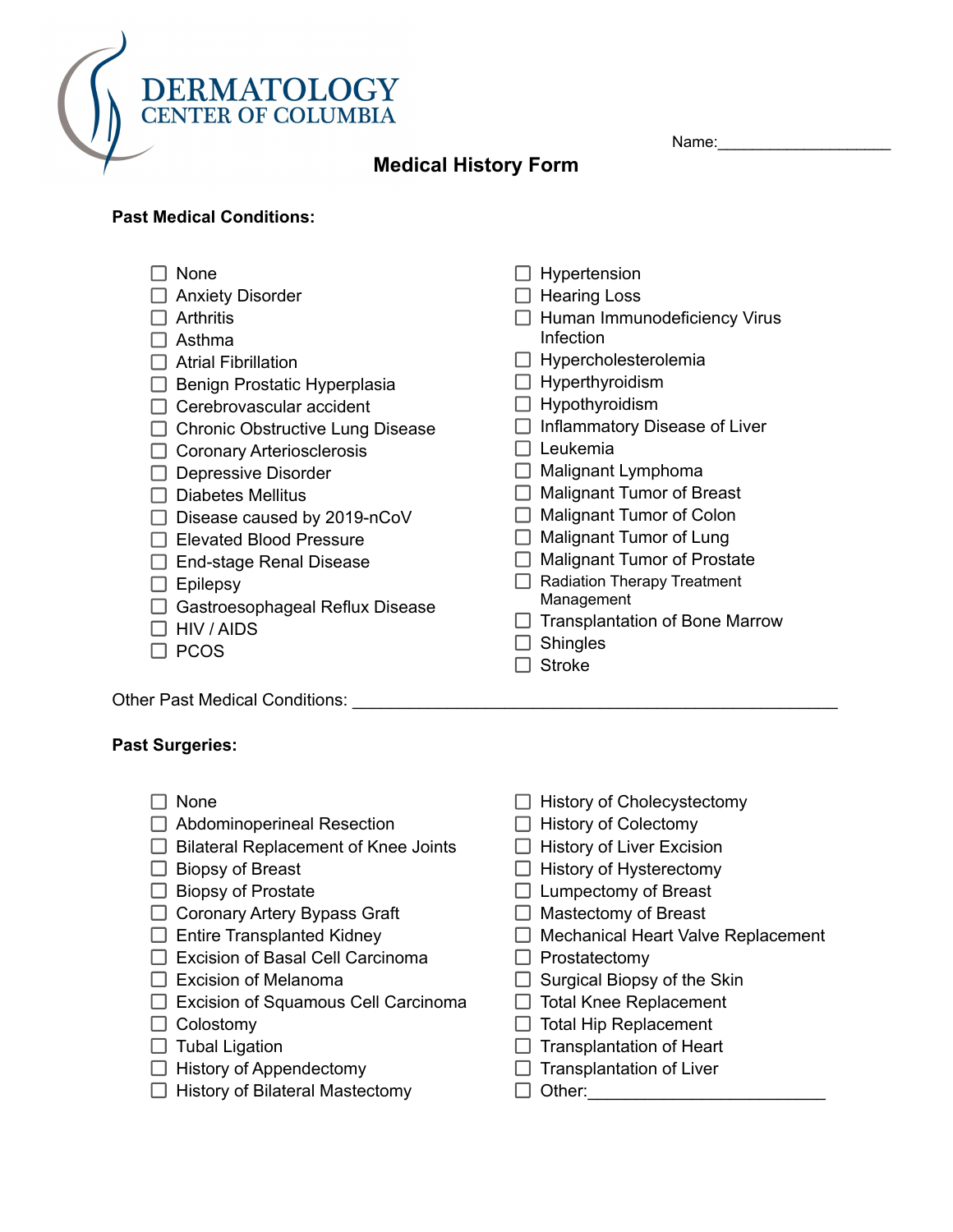DERMATOLOGY
CENTER OF COLUMBIA

Name:____________________

## Medical History Form

**Past Medical Conditions:**

- ☐ None
- ☐ Anxiety Disorder
- ☐ Arthritis
- ☐ Asthma
- ☐ Atrial Fibrillation
- ☐ Benign Prostatic Hyperplasia
- ☐ Cerebrovascular accident
- ☐ Chronic Obstructive Lung Disease
- ☐ Coronary Arteriosclerosis
- ☐ Depressive Disorder
- ☐ Diabetes Mellitus
- ☐ Disease caused by 2019-nCoV
- ☐ Elevated Blood Pressure
- ☐ End-stage Renal Disease
- ☐ Epilepsy
- ☐ Gastroesophageal Reflux Disease
- ☐ HIV / AIDS
- ☐ PCOS
- ☐ Hypertension
- ☐ Hearing Loss
- ☐ Human Immunodeficiency Virus Infection
- ☐ Hypercholesterolemia
- ☐ Hyperthyroidism
- ☐ Hypothyroidism
- ☐ Inflammatory Disease of Liver
- ☐ Leukemia
- ☐ Malignant Lymphoma
- ☐ Malignant Tumor of Breast
- ☐ Malignant Tumor of Colon
- ☐ Malignant Tumor of Lung
- ☐ Malignant Tumor of Prostate
- ☐ Radiation Therapy Treatment Management
- ☐ Transplantation of Bone Marrow
- ☐ Shingles
- ☐ Stroke

Other Past Medical Conditions: ____________________________________________________

**Past Surgeries:**

- ☐ None
- ☐ Abdominoperineal Resection
- ☐ Bilateral Replacement of Knee Joints
- ☐ Biopsy of Breast
- ☐ Biopsy of Prostate
- ☐ Coronary Artery Bypass Graft
- ☐ Entire Transplanted Kidney
- ☐ Excision of Basal Cell Carcinoma
- ☐ Excision of Melanoma
- ☐ Excision of Squamous Cell Carcinoma
- ☐ Colostomy
- ☐ Tubal Ligation
- ☐ History of Appendectomy
- ☐ History of Bilateral Mastectomy
- ☐ History of Cholecystectomy
- ☐ History of Colectomy
- ☐ History of Liver Excision
- ☐ History of Hysterectomy
- ☐ Lumpectomy of Breast
- ☐ Mastectomy of Breast
- ☐ Mechanical Heart Valve Replacement
- ☐ Prostatectomy
- ☐ Surgical Biopsy of the Skin
- ☐ Total Knee Replacement
- ☐ Total Hip Replacement
- ☐ Transplantation of Heart
- ☐ Transplantation of Liver
- ☐ Other:_________________________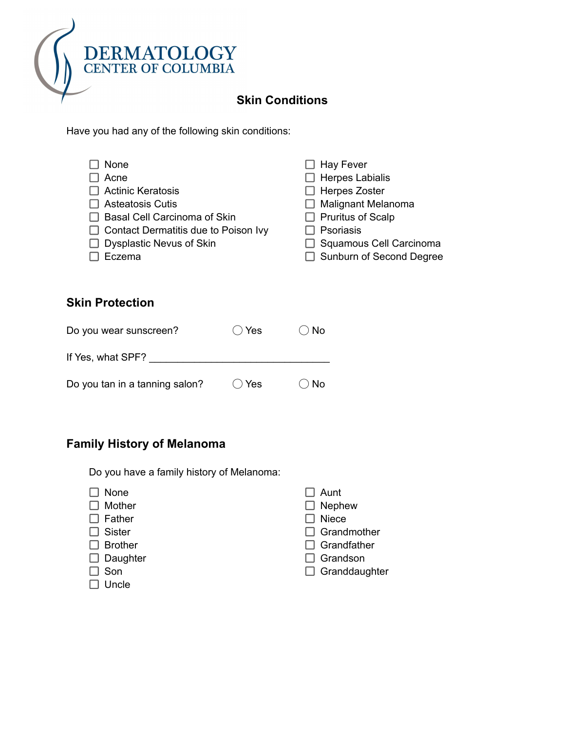DERMATOLOGY
CENTER OF COLUMBIA

## Skin Conditions

Have you had any of the following skin conditions:

- ☐ None
- ☐ Acne
- ☐ Actinic Keratosis
- ☐ Asteatosis Cutis
- ☐ Basal Cell Carcinoma of Skin
- ☐ Contact Dermatitis due to Poison Ivy
- ☐ Dysplastic Nevus of Skin
- ☐ Eczema
- ☐ Hay Fever
- ☐ Herpes Labialis
- ☐ Herpes Zoster
- ☐ Malignant Melanoma
- ☐ Pruritus of Scalp
- ☐ Psoriasis
- ☐ Squamous Cell Carcinoma
- ☐ Sunburn of Second Degree

## Skin Protection

Do you wear sunscreen? ◯ Yes ◯ No

If Yes, what SPF? _______________________________

Do you tan in a tanning salon? ◯ Yes ◯ No

## Family History of Melanoma

Do you have a family history of Melanoma:

- ☐ None
- ☐ Mother
- ☐ Father
- ☐ Sister
- ☐ Brother
- ☐ Daughter
- ☐ Son
- ☐ Uncle
- ☐ Aunt
- ☐ Nephew
- ☐ Niece
- ☐ Grandmother
- ☐ Grandfather
- ☐ Grandson
- ☐ Granddaughter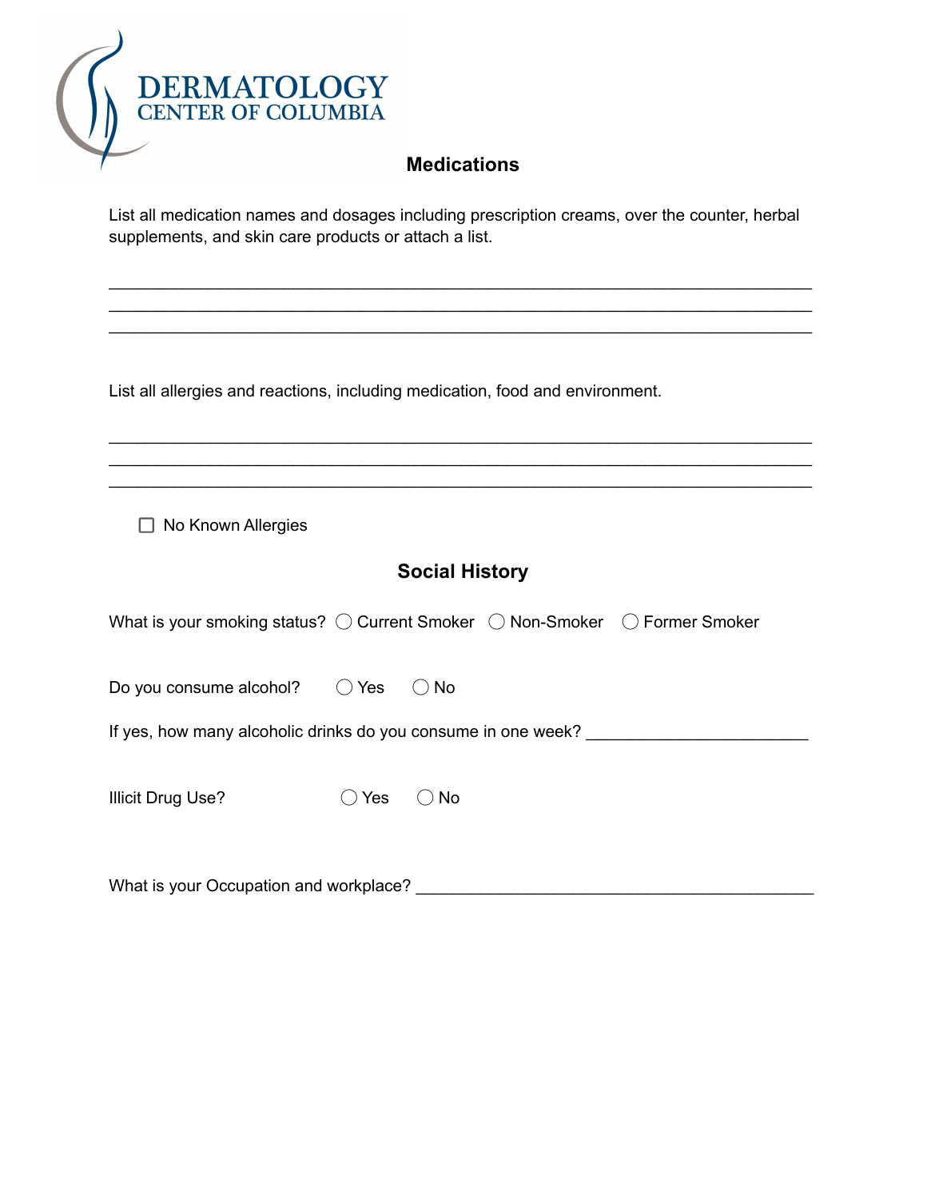DERMATOLOGY
CENTER OF COLUMBIA

## Medications

List all medication names and dosages including prescription creams, over the counter, herbal supplements, and skin care products or attach a list.

______________________________________________________________________
______________________________________________________________________
______________________________________________________________________

List all allergies and reactions, including medication, food and environment.

______________________________________________________________________
______________________________________________________________________
______________________________________________________________________

☐ No Known Allergies

## Social History

What is your smoking status? ◯ Current Smoker ◯ Non-Smoker ◯ Former Smoker

Do you consume alcohol? ◯ Yes ◯ No

If yes, how many alcoholic drinks do you consume in one week? ________________________

Illicit Drug Use? ◯ Yes ◯ No

What is your Occupation and workplace? ____________________________________________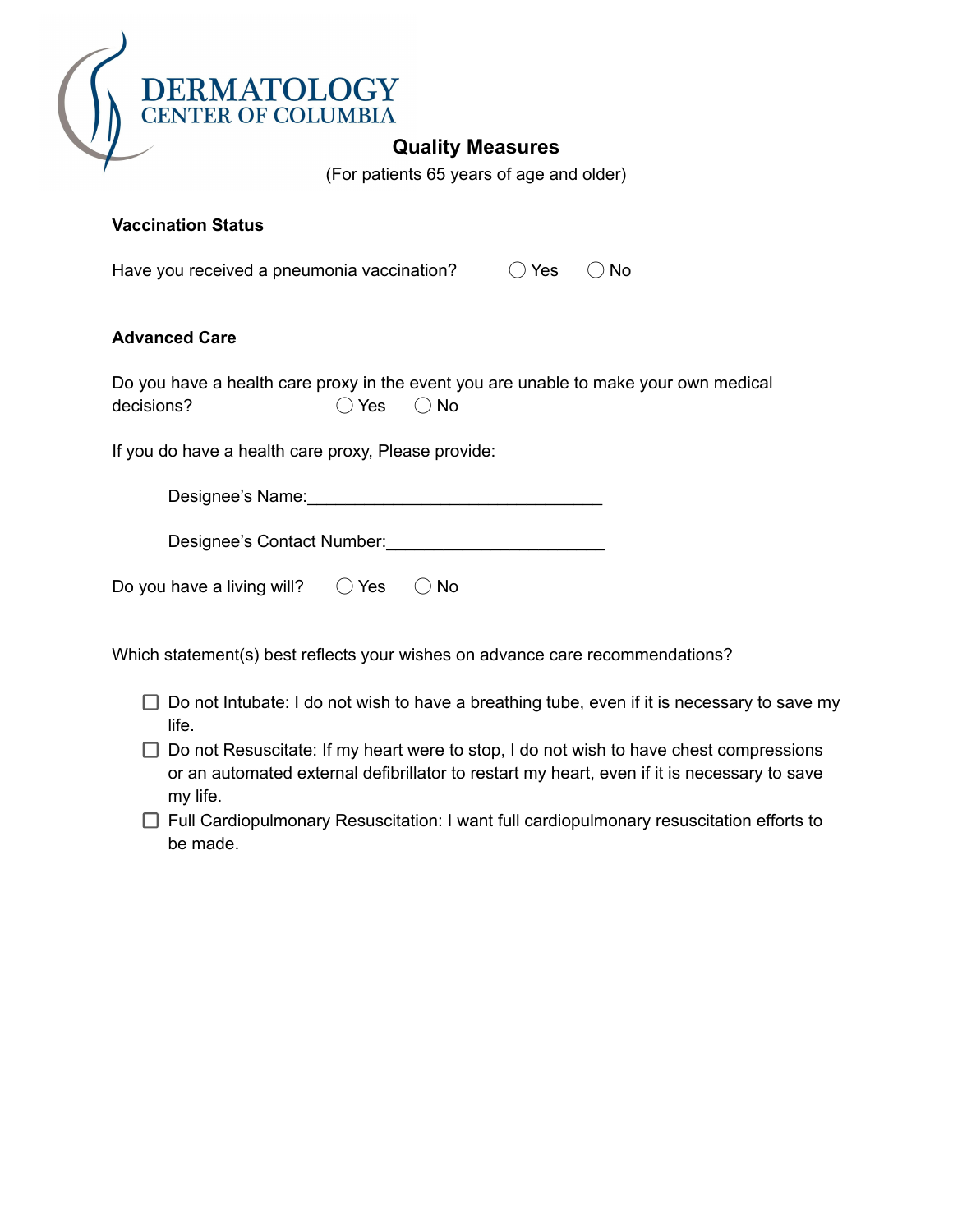DERMATOLOGY
CENTER OF COLUMBIA

## Quality Measures

(For patients 65 years of age and older)

### Vaccination Status

Have you received a pneumonia vaccination? ◯ Yes ◯ No

### Advanced Care

Do you have a health care proxy in the event you are unable to make your own medical decisions? ◯ Yes ◯ No

If you do have a health care proxy, Please provide:

Designee's Name:______________________________

Designee's Contact Number:______________________

Do you have a living will? ◯ Yes ◯ No

Which statement(s) best reflects your wishes on advance care recommendations?

- ☐ Do not Intubate: I do not wish to have a breathing tube, even if it is necessary to save my life.
- ☐ Do not Resuscitate: If my heart were to stop, I do not wish to have chest compressions or an automated external defibrillator to restart my heart, even if it is necessary to save my life.
- ☐ Full Cardiopulmonary Resuscitation: I want full cardiopulmonary resuscitation efforts to be made.